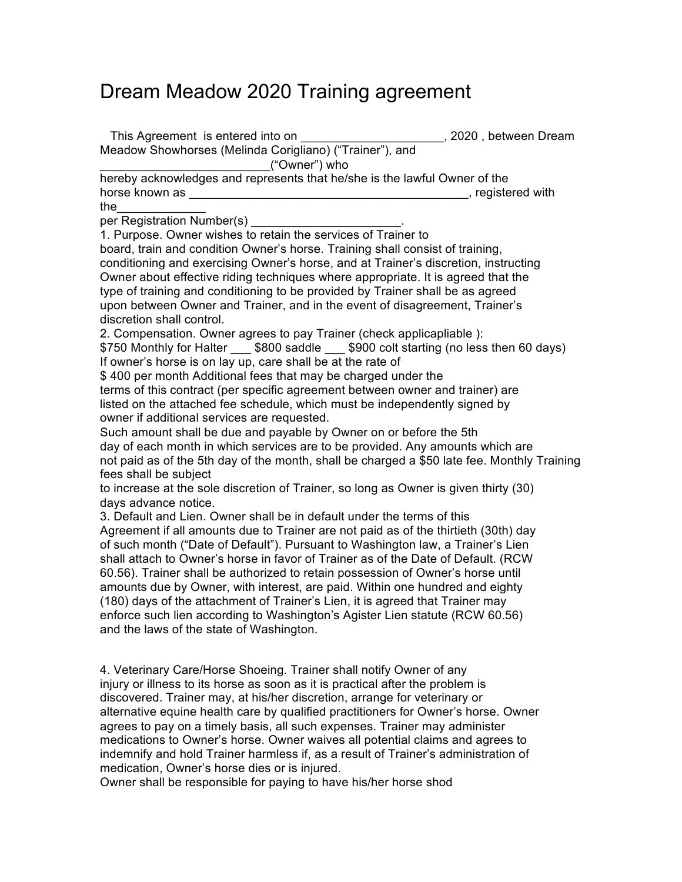# Dream Meadow 2020 Training agreement

This Agreement is entered into on ____________________, 2020 , between Dream Meadow Showhorses (Melinda Corigliano) ("Trainer"), and ________________________("Owner") who hereby acknowledges and represents that he/she is the lawful Owner of the horse known as _________________________________________, registered with the____________ per Registration Number(s) _____________________.

1. Purpose. Owner wishes to retain the services of Trainer to board, train and condition Owner's horse. Training shall consist of training, conditioning and exercising Owner's horse, and at Trainer's discretion, instructing Owner about effective riding techniques where appropriate. It is agreed that the type of training and conditioning to be provided by Trainer shall be as agreed upon between Owner and Trainer, and in the event of disagreement, Trainer's discretion shall control.

2. Compensation. Owner agrees to pay Trainer (check applicapliable ):
$750 Monthly for Halter ___ $800 saddle ___ $900 colt starting (no less then 60 days)
If owner's horse is on lay up, care shall be at the rate of
$ 400 per month Additional fees that may be charged under the terms of this contract (per specific agreement between owner and trainer) are listed on the attached fee schedule, which must be independently signed by owner if additional services are requested.
Such amount shall be due and payable by Owner on or before the 5th day of each month in which services are to be provided. Any amounts which are not paid as of the 5th day of the month, shall be charged a $50 late fee. Monthly Training fees shall be subject to increase at the sole discretion of Trainer, so long as Owner is given thirty (30) days advance notice.

3. Default and Lien. Owner shall be in default under the terms of this Agreement if all amounts due to Trainer are not paid as of the thirtieth (30th) day of such month ("Date of Default"). Pursuant to Washington law, a Trainer's Lien shall attach to Owner's horse in favor of Trainer as of the Date of Default. (RCW 60.56). Trainer shall be authorized to retain possession of Owner's horse until amounts due by Owner, with interest, are paid. Within one hundred and eighty (180) days of the attachment of Trainer's Lien, it is agreed that Trainer may enforce such lien according to Washington's Agister Lien statute (RCW 60.56) and the laws of the state of Washington.

4. Veterinary Care/Horse Shoeing. Trainer shall notify Owner of any injury or illness to its horse as soon as it is practical after the problem is discovered. Trainer may, at his/her discretion, arrange for veterinary or alternative equine health care by qualified practitioners for Owner's horse. Owner agrees to pay on a timely basis, all such expenses. Trainer may administer medications to Owner's horse. Owner waives all potential claims and agrees to indemnify and hold Trainer harmless if, as a result of Trainer's administration of medication, Owner's horse dies or is injured.
Owner shall be responsible for paying to have his/her horse shod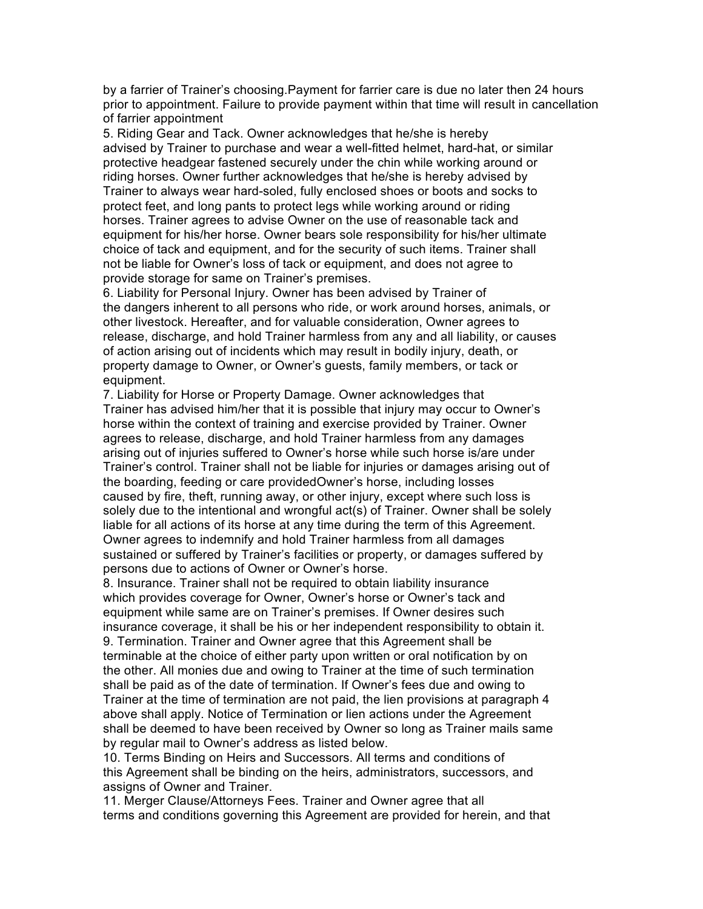by a farrier of Trainer's choosing.Payment for farrier care is due no later then 24 hours prior to appointment. Failure to provide payment within that time will result in cancellation of farrier appointment

5. Riding Gear and Tack. Owner acknowledges that he/she is hereby advised by Trainer to purchase and wear a well-fitted helmet, hard-hat, or similar protective headgear fastened securely under the chin while working around or riding horses. Owner further acknowledges that he/she is hereby advised by Trainer to always wear hard-soled, fully enclosed shoes or boots and socks to protect feet, and long pants to protect legs while working around or riding horses. Trainer agrees to advise Owner on the use of reasonable tack and equipment for his/her horse. Owner bears sole responsibility for his/her ultimate choice of tack and equipment, and for the security of such items. Trainer shall not be liable for Owner's loss of tack or equipment, and does not agree to provide storage for same on Trainer's premises.

6. Liability for Personal Injury. Owner has been advised by Trainer of the dangers inherent to all persons who ride, or work around horses, animals, or other livestock. Hereafter, and for valuable consideration, Owner agrees to release, discharge, and hold Trainer harmless from any and all liability, or causes of action arising out of incidents which may result in bodily injury, death, or property damage to Owner, or Owner's guests, family members, or tack or equipment.

7. Liability for Horse or Property Damage. Owner acknowledges that Trainer has advised him/her that it is possible that injury may occur to Owner's horse within the context of training and exercise provided by Trainer. Owner agrees to release, discharge, and hold Trainer harmless from any damages arising out of injuries suffered to Owner's horse while such horse is/are under Trainer's control. Trainer shall not be liable for injuries or damages arising out of the boarding, feeding or care providedOwner's horse, including losses caused by fire, theft, running away, or other injury, except where such loss is solely due to the intentional and wrongful act(s) of Trainer. Owner shall be solely liable for all actions of its horse at any time during the term of this Agreement. Owner agrees to indemnify and hold Trainer harmless from all damages sustained or suffered by Trainer's facilities or property, or damages suffered by persons due to actions of Owner or Owner's horse.

8. Insurance. Trainer shall not be required to obtain liability insurance which provides coverage for Owner, Owner's horse or Owner's tack and equipment while same are on Trainer's premises. If Owner desires such insurance coverage, it shall be his or her independent responsibility to obtain it.

9. Termination. Trainer and Owner agree that this Agreement shall be terminable at the choice of either party upon written or oral notification by on the other. All monies due and owing to Trainer at the time of such termination shall be paid as of the date of termination. If Owner's fees due and owing to Trainer at the time of termination are not paid, the lien provisions at paragraph 4 above shall apply. Notice of Termination or lien actions under the Agreement shall be deemed to have been received by Owner so long as Trainer mails same by regular mail to Owner's address as listed below.

10. Terms Binding on Heirs and Successors. All terms and conditions of this Agreement shall be binding on the heirs, administrators, successors, and assigns of Owner and Trainer.

11. Merger Clause/Attorneys Fees. Trainer and Owner agree that all terms and conditions governing this Agreement are provided for herein, and that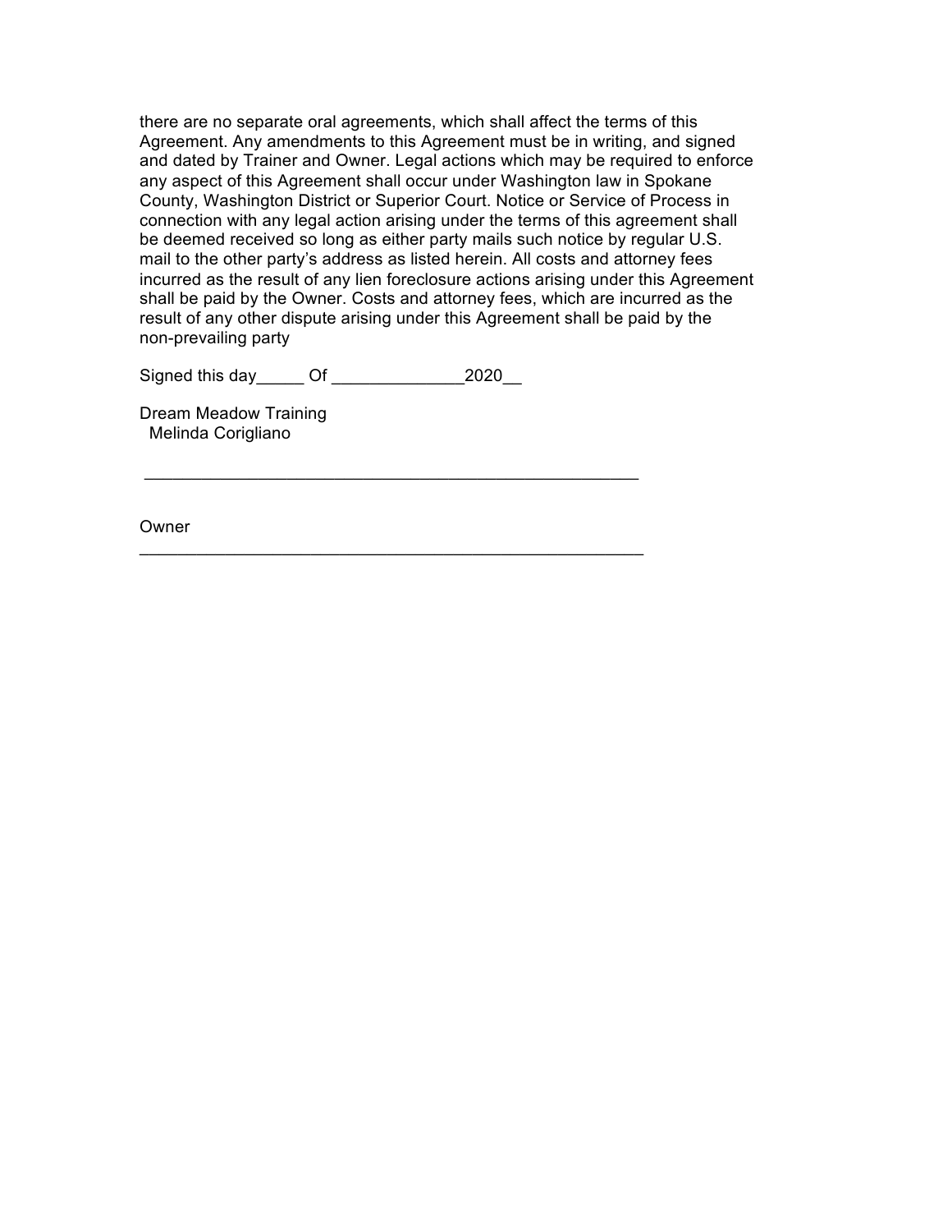there are no separate oral agreements, which shall affect the terms of this Agreement. Any amendments to this Agreement must be in writing, and signed and dated by Trainer and Owner. Legal actions which may be required to enforce any aspect of this Agreement shall occur under Washington law in Spokane County, Washington District or Superior Court. Notice or Service of Process in connection with any legal action arising under the terms of this agreement shall be deemed received so long as either party mails such notice by regular U.S. mail to the other party's address as listed herein. All costs and attorney fees incurred as the result of any lien foreclosure actions arising under this Agreement shall be paid by the Owner. Costs and attorney fees, which are incurred as the result of any other dispute arising under this Agreement shall be paid by the non-prevailing party

Signed this day_____ Of ______________2020__

Dream Meadow Training
Melinda Corigliano

_______________________________________________________

Owner
_______________________________________________________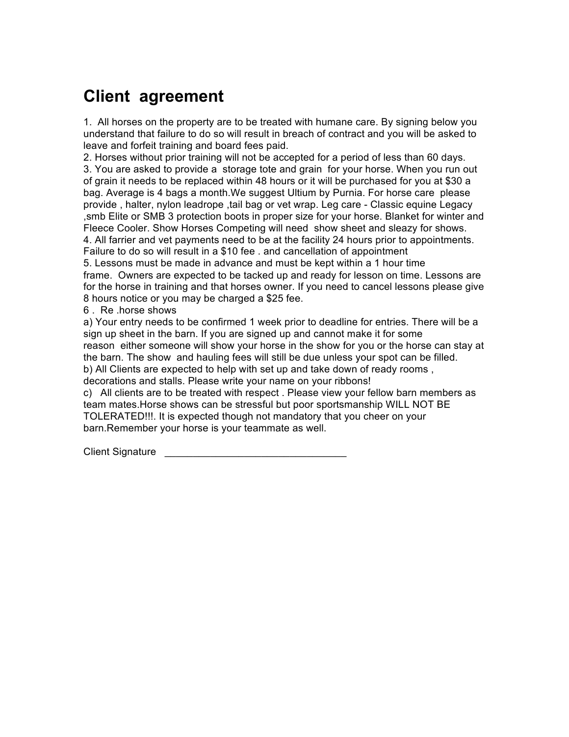# Client agreement

1. All horses on the property are to be treated with humane care. By signing below you understand that failure to do so will result in breach of contract and you will be asked to leave and forfeit training and board fees paid.
2. Horses without prior training will not be accepted for a period of less than 60 days.
3. You are asked to provide a storage tote and grain for your horse. When you run out of grain it needs to be replaced within 48 hours or it will be purchased for you at $30 a bag. Average is 4 bags a month.We suggest Ultium by Purnia. For horse care please provide , halter, nylon leadrope ,tail bag or vet wrap. Leg care - Classic equine Legacy ,smb Elite or SMB 3 protection boots in proper size for your horse. Blanket for winter and Fleece Cooler. Show Horses Competing will need show sheet and sleazy for shows.
4. All farrier and vet payments need to be at the facility 24 hours prior to appointments. Failure to do so will result in a $10 fee . and cancellation of appointment
5. Lessons must be made in advance and must be kept within a 1 hour time frame. Owners are expected to be tacked up and ready for lesson on time. Lessons are for the horse in training and that horses owner. If you need to cancel lessons please give 8 hours notice or you may be charged a $25 fee.
6 . Re .horse shows

a) Your entry needs to be confirmed 1 week prior to deadline for entries. There will be a sign up sheet in the barn. If you are signed up and cannot make it for some reason either someone will show your horse in the show for you or the horse can stay at the barn. The show and hauling fees will still be due unless your spot can be filled.

b) All Clients are expected to help with set up and take down of ready rooms , decorations and stalls. Please write your name on your ribbons!

c) All clients are to be treated with respect . Please view your fellow barn members as team mates.Horse shows can be stressful but poor sportsmanship WILL NOT BE TOLERATED!!!. It is expected though not mandatory that you cheer on your barn.Remember your horse is your teammate as well.

Client Signature ________________________________